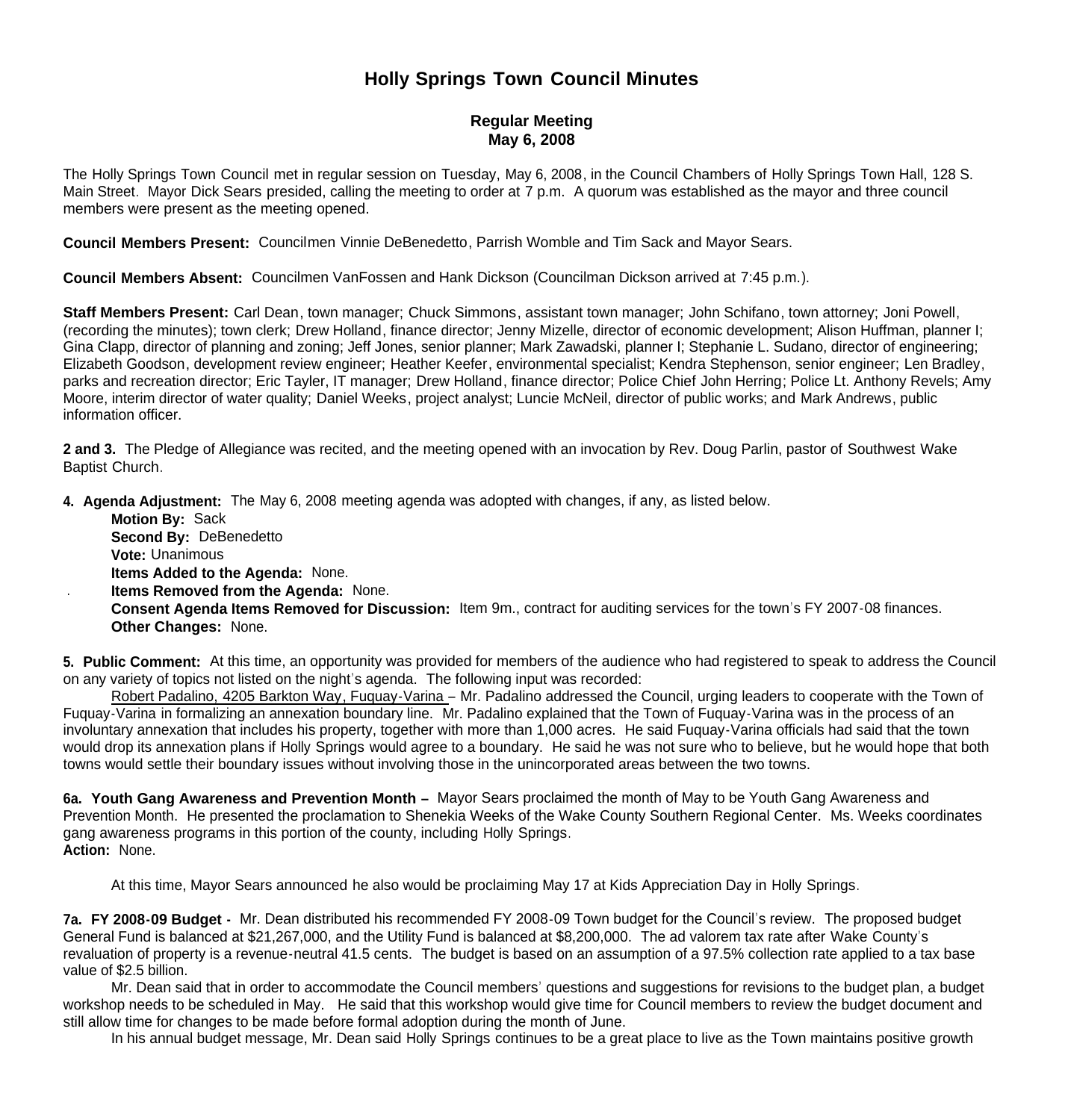# Holly Springs Town Council Minutes

## Regular Meeting
## May 6, 2008

The Holly Springs Town Council met in regular session on Tuesday, May 6, 2008, in the Council Chambers of Holly Springs Town Hall, 128 S. Main Street. Mayor Dick Sears presided, calling the meeting to order at 7 p.m. A quorum was established as the mayor and three council members were present as the meeting opened.

**Council Members Present:** Councilmen Vinnie DeBenedetto, Parrish Womble and Tim Sack and Mayor Sears.

**Council Members Absent:** Councilmen VanFossen and Hank Dickson (Councilman Dickson arrived at 7:45 p.m.).

**Staff Members Present:** Carl Dean, town manager; Chuck Simmons, assistant town manager; John Schifano, town attorney; Joni Powell, (recording the minutes); town clerk; Drew Holland, finance director; Jenny Mizelle, director of economic development; Alison Huffman, planner I; Gina Clapp, director of planning and zoning; Jeff Jones, senior planner; Mark Zawadski, planner I; Stephanie L. Sudano, director of engineering; Elizabeth Goodson, development review engineer; Heather Keefer, environmental specialist; Kendra Stephenson, senior engineer; Len Bradley, parks and recreation director; Eric Tayler, IT manager; Drew Holland, finance director; Police Chief John Herring; Police Lt. Anthony Revels; Amy Moore, interim director of water quality; Daniel Weeks, project analyst; Luncie McNeil, director of public works; and Mark Andrews, public information officer.

**2 and 3.** The Pledge of Allegiance was recited, and the meeting opened with an invocation by Rev. Doug Parlin, pastor of Southwest Wake Baptist Church.

**4. Agenda Adjustment:** The May 6, 2008 meeting agenda was adopted with changes, if any, as listed below.

**Motion By:** Sack
**Second By:** DeBenedetto
**Vote:** Unanimous
**Items Added to the Agenda:** None.
**Items Removed from the Agenda:** None.
**Consent Agenda Items Removed for Discussion:** Item 9m., contract for auditing services for the town's FY 2007-08 finances.
**Other Changes:** None.

**5. Public Comment:** At this time, an opportunity was provided for members of the audience who had registered to speak to address the Council on any variety of topics not listed on the night's agenda. The following input was recorded:

Robert Padalino, 4205 Barkton Way, Fuquay-Varina – Mr. Padalino addressed the Council, urging leaders to cooperate with the Town of Fuquay-Varina in formalizing an annexation boundary line. Mr. Padalino explained that the Town of Fuquay-Varina was in the process of an involuntary annexation that includes his property, together with more than 1,000 acres. He said Fuquay-Varina officials had said that the town would drop its annexation plans if Holly Springs would agree to a boundary. He said he was not sure who to believe, but he would hope that both towns would settle their boundary issues without involving those in the unincorporated areas between the two towns.

**6a. Youth Gang Awareness and Prevention Month –** Mayor Sears proclaimed the month of May to be Youth Gang Awareness and Prevention Month. He presented the proclamation to Shenekia Weeks of the Wake County Southern Regional Center. Ms. Weeks coordinates gang awareness programs in this portion of the county, including Holly Springs.
**Action:** None.

At this time, Mayor Sears announced he also would be proclaiming May 17 at Kids Appreciation Day in Holly Springs.

**7a. FY 2008-09 Budget -** Mr. Dean distributed his recommended FY 2008-09 Town budget for the Council's review. The proposed budget General Fund is balanced at $21,267,000, and the Utility Fund is balanced at $8,200,000. The ad valorem tax rate after Wake County's revaluation of property is a revenue-neutral 41.5 cents. The budget is based on an assumption of a 97.5% collection rate applied to a tax base value of $2.5 billion.

Mr. Dean said that in order to accommodate the Council members' questions and suggestions for revisions to the budget plan, a budget workshop needs to be scheduled in May. He said that this workshop would give time for Council members to review the budget document and still allow time for changes to be made before formal adoption during the month of June.

In his annual budget message, Mr. Dean said Holly Springs continues to be a great place to live as the Town maintains positive growth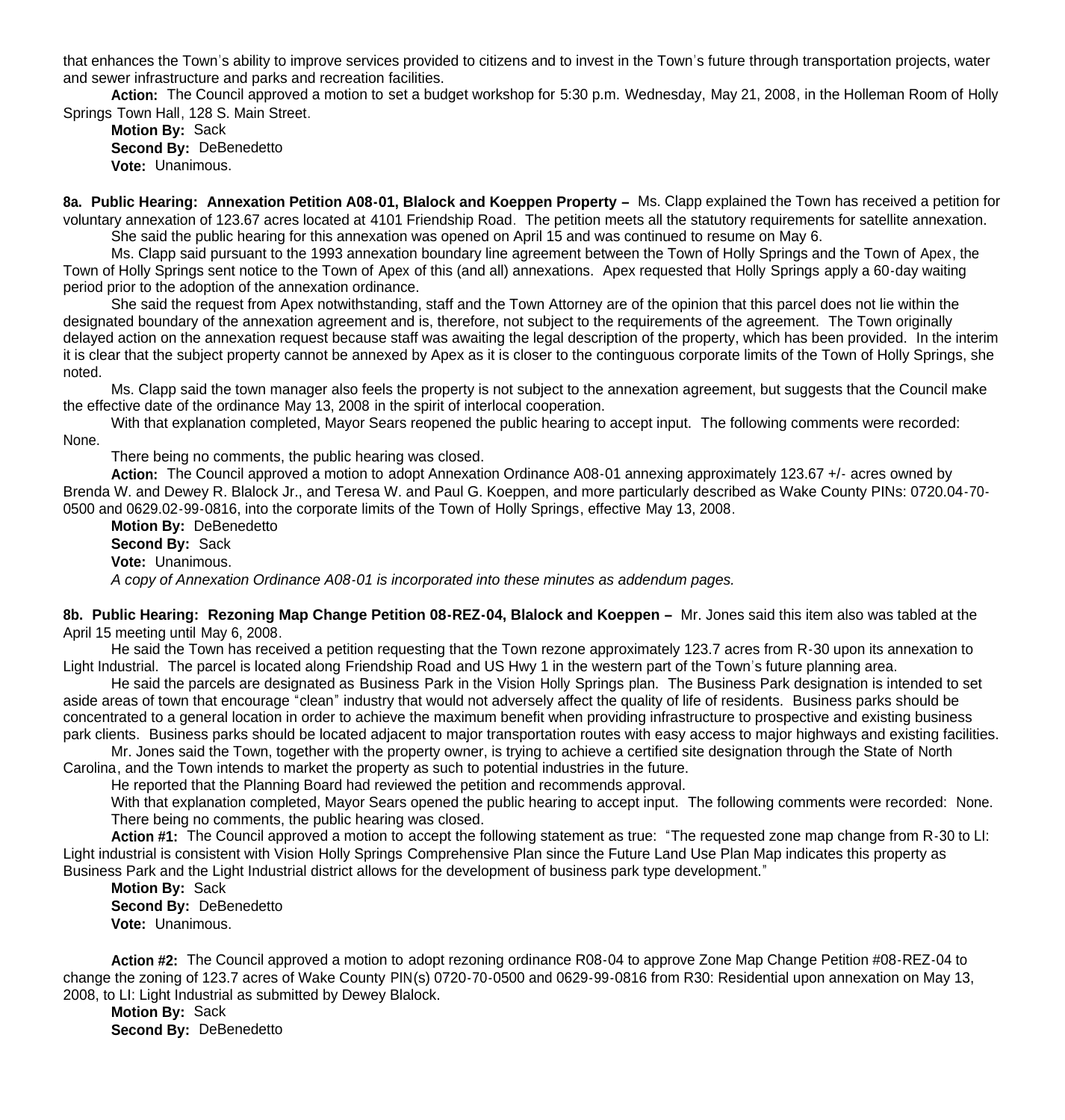that enhances the Town's ability to improve services provided to citizens and to invest in the Town's future through transportation projects, water and sewer infrastructure and parks and recreation facilities.

**Action:** The Council approved a motion to set a budget workshop for 5:30 p.m. Wednesday, May 21, 2008, in the Holleman Room of Holly Springs Town Hall, 128 S. Main Street.

**Motion By:** Sack
**Second By:** DeBenedetto
**Vote:** Unanimous.

**8a. Public Hearing: Annexation Petition A08-01, Blalock and Koeppen Property –** Ms. Clapp explained the Town has received a petition for voluntary annexation of 123.67 acres located at 4101 Friendship Road. The petition meets all the statutory requirements for satellite annexation.

She said the public hearing for this annexation was opened on April 15 and was continued to resume on May 6.

Ms. Clapp said pursuant to the 1993 annexation boundary line agreement between the Town of Holly Springs and the Town of Apex, the Town of Holly Springs sent notice to the Town of Apex of this (and all) annexations. Apex requested that Holly Springs apply a 60-day waiting period prior to the adoption of the annexation ordinance.

She said the request from Apex notwithstanding, staff and the Town Attorney are of the opinion that this parcel does not lie within the designated boundary of the annexation agreement and is, therefore, not subject to the requirements of the agreement. The Town originally delayed action on the annexation request because staff was awaiting the legal description of the property, which has been provided. In the interim it is clear that the subject property cannot be annexed by Apex as it is closer to the contiguous corporate limits of the Town of Holly Springs, she noted.

Ms. Clapp said the town manager also feels the property is not subject to the annexation agreement, but suggests that the Council make the effective date of the ordinance May 13, 2008 in the spirit of interlocal cooperation.

With that explanation completed, Mayor Sears reopened the public hearing to accept input. The following comments were recorded: None.

There being no comments, the public hearing was closed.

**Action:** The Council approved a motion to adopt Annexation Ordinance A08-01 annexing approximately 123.67 +/- acres owned by Brenda W. and Dewey R. Blalock Jr., and Teresa W. and Paul G. Koeppen, and more particularly described as Wake County PINs: 0720.04-70-0500 and 0629.02-99-0816, into the corporate limits of the Town of Holly Springs, effective May 13, 2008.

**Motion By:** DeBenedetto
**Second By:** Sack
**Vote:** Unanimous.

*A copy of Annexation Ordinance A08-01 is incorporated into these minutes as addendum pages.*

**8b. Public Hearing: Rezoning Map Change Petition 08-REZ-04, Blalock and Koeppen –** Mr. Jones said this item also was tabled at the April 15 meeting until May 6, 2008.

He said the Town has received a petition requesting that the Town rezone approximately 123.7 acres from R-30 upon its annexation to Light Industrial. The parcel is located along Friendship Road and US Hwy 1 in the western part of the Town's future planning area.

He said the parcels are designated as Business Park in the Vision Holly Springs plan. The Business Park designation is intended to set aside areas of town that encourage "clean" industry that would not adversely affect the quality of life of residents. Business parks should be concentrated to a general location in order to achieve the maximum benefit when providing infrastructure to prospective and existing business park clients. Business parks should be located adjacent to major transportation routes with easy access to major highways and existing facilities.

Mr. Jones said the Town, together with the property owner, is trying to achieve a certified site designation through the State of North Carolina, and the Town intends to market the property as such to potential industries in the future.

He reported that the Planning Board had reviewed the petition and recommends approval.

With that explanation completed, Mayor Sears opened the public hearing to accept input. The following comments were recorded: None.

There being no comments, the public hearing was closed.

**Action #1:** The Council approved a motion to accept the following statement as true: "The requested zone map change from R-30 to LI: Light industrial is consistent with Vision Holly Springs Comprehensive Plan since the Future Land Use Plan Map indicates this property as Business Park and the Light Industrial district allows for the development of business park type development."

**Motion By:** Sack
**Second By:** DeBenedetto
**Vote:** Unanimous.

**Action #2:** The Council approved a motion to adopt rezoning ordinance R08-04 to approve Zone Map Change Petition #08-REZ-04 to change the zoning of 123.7 acres of Wake County PIN(s) 0720-70-0500 and 0629-99-0816 from R30: Residential upon annexation on May 13, 2008, to LI: Light Industrial as submitted by Dewey Blalock.

**Motion By:** Sack
**Second By:** DeBenedetto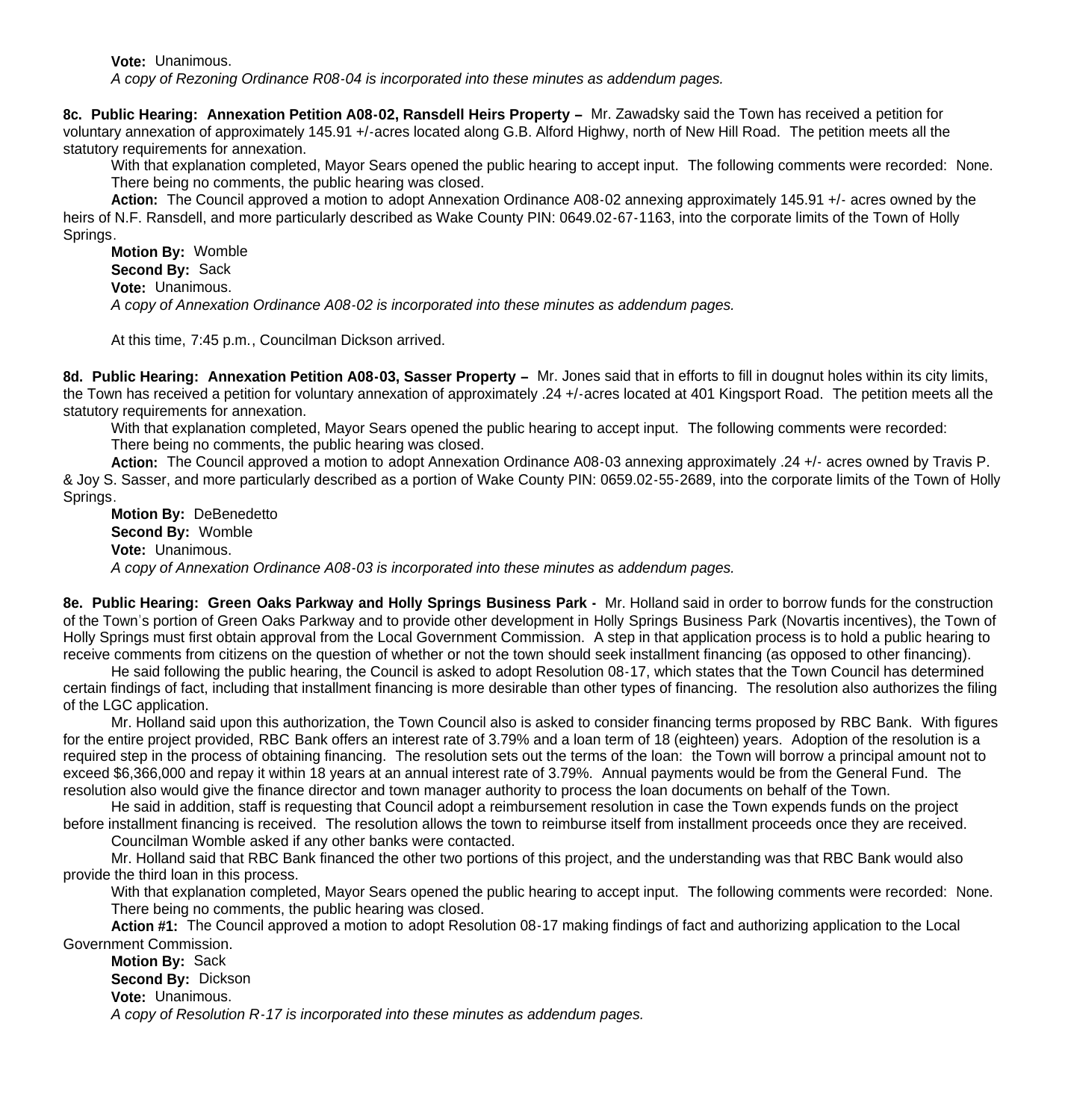**Vote:** Unanimous.

*A copy of Rezoning Ordinance R08-04 is incorporated into these minutes as addendum pages.*

**8c. Public Hearing: Annexation Petition A08-02, Ransdell Heirs Property –** Mr. Zawadsky said the Town has received a petition for voluntary annexation of approximately 145.91 +/-acres located along G.B. Alford Highwy, north of New Hill Road. The petition meets all the statutory requirements for annexation.

With that explanation completed, Mayor Sears opened the public hearing to accept input. The following comments were recorded: None. There being no comments, the public hearing was closed.

**Action:** The Council approved a motion to adopt Annexation Ordinance A08-02 annexing approximately 145.91 +/- acres owned by the heirs of N.F. Ransdell, and more particularly described as Wake County PIN: 0649.02-67-1163, into the corporate limits of the Town of Holly Springs.

**Motion By:** Womble
**Second By:** Sack
**Vote:** Unanimous.

*A copy of Annexation Ordinance A08-02 is incorporated into these minutes as addendum pages.*

At this time, 7:45 p.m., Councilman Dickson arrived.

**8d. Public Hearing: Annexation Petition A08-03, Sasser Property –** Mr. Jones said that in efforts to fill in dougnut holes within its city limits, the Town has received a petition for voluntary annexation of approximately .24 +/-acres located at 401 Kingsport Road. The petition meets all the statutory requirements for annexation.

With that explanation completed, Mayor Sears opened the public hearing to accept input. The following comments were recorded: There being no comments, the public hearing was closed.

**Action:** The Council approved a motion to adopt Annexation Ordinance A08-03 annexing approximately .24 +/- acres owned by Travis P. & Joy S. Sasser, and more particularly described as a portion of Wake County PIN: 0659.02-55-2689, into the corporate limits of the Town of Holly Springs.

**Motion By:** DeBenedetto
**Second By:** Womble
**Vote:** Unanimous.

*A copy of Annexation Ordinance A08-03 is incorporated into these minutes as addendum pages.*

**8e. Public Hearing: Green Oaks Parkway and Holly Springs Business Park -** Mr. Holland said in order to borrow funds for the construction of the Town's portion of Green Oaks Parkway and to provide other development in Holly Springs Business Park (Novartis incentives), the Town of Holly Springs must first obtain approval from the Local Government Commission. A step in that application process is to hold a public hearing to receive comments from citizens on the question of whether or not the town should seek installment financing (as opposed to other financing).

He said following the public hearing, the Council is asked to adopt Resolution 08-17, which states that the Town Council has determined certain findings of fact, including that installment financing is more desirable than other types of financing. The resolution also authorizes the filing of the LGC application.

Mr. Holland said upon this authorization, the Town Council also is asked to consider financing terms proposed by RBC Bank. With figures for the entire project provided, RBC Bank offers an interest rate of 3.79% and a loan term of 18 (eighteen) years. Adoption of the resolution is a required step in the process of obtaining financing. The resolution sets out the terms of the loan: the Town will borrow a principal amount not to exceed $6,366,000 and repay it within 18 years at an annual interest rate of 3.79%. Annual payments would be from the General Fund. The resolution also would give the finance director and town manager authority to process the loan documents on behalf of the Town.

He said in addition, staff is requesting that Council adopt a reimbursement resolution in case the Town expends funds on the project before installment financing is received. The resolution allows the town to reimburse itself from installment proceeds once they are received.

Councilman Womble asked if any other banks were contacted.

Mr. Holland said that RBC Bank financed the other two portions of this project, and the understanding was that RBC Bank would also provide the third loan in this process.

With that explanation completed, Mayor Sears opened the public hearing to accept input. The following comments were recorded: None. There being no comments, the public hearing was closed.

**Action #1:** The Council approved a motion to adopt Resolution 08-17 making findings of fact and authorizing application to the Local Government Commission.

**Motion By:** Sack
**Second By:** Dickson
**Vote:** Unanimous.

*A copy of Resolution R-17 is incorporated into these minutes as addendum pages.*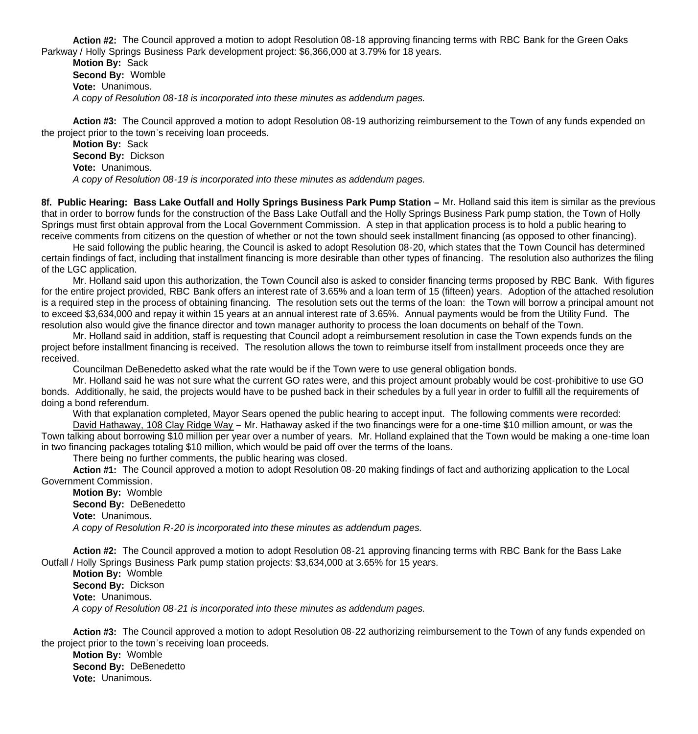**Action #2:** The Council approved a motion to adopt Resolution 08-18 approving financing terms with RBC Bank for the Green Oaks Parkway / Holly Springs Business Park development project: $6,366,000 at 3.79% for 18 years.

**Motion By:** Sack
**Second By:** Womble
**Vote:** Unanimous.
*A copy of Resolution 08-18 is incorporated into these minutes as addendum pages.*

**Action #3:** The Council approved a motion to adopt Resolution 08-19 authorizing reimbursement to the Town of any funds expended on the project prior to the town's receiving loan proceeds.

**Motion By:** Sack
**Second By:** Dickson
**Vote:** Unanimous.
*A copy of Resolution 08-19 is incorporated into these minutes as addendum pages.*

**8f. Public Hearing: Bass Lake Outfall and Holly Springs Business Park Pump Station –** Mr. Holland said this item is similar as the previous that in order to borrow funds for the construction of the Bass Lake Outfall and the Holly Springs Business Park pump station, the Town of Holly Springs must first obtain approval from the Local Government Commission. A step in that application process is to hold a public hearing to receive comments from citizens on the question of whether or not the town should seek installment financing (as opposed to other financing).

He said following the public hearing, the Council is asked to adopt Resolution 08-20, which states that the Town Council has determined certain findings of fact, including that installment financing is more desirable than other types of financing. The resolution also authorizes the filing of the LGC application.

Mr. Holland said upon this authorization, the Town Council also is asked to consider financing terms proposed by RBC Bank. With figures for the entire project provided, RBC Bank offers an interest rate of 3.65% and a loan term of 15 (fifteen) years. Adoption of the attached resolution is a required step in the process of obtaining financing. The resolution sets out the terms of the loan: the Town will borrow a principal amount not to exceed $3,634,000 and repay it within 15 years at an annual interest rate of 3.65%. Annual payments would be from the Utility Fund. The resolution also would give the finance director and town manager authority to process the loan documents on behalf of the Town.

Mr. Holland said in addition, staff is requesting that Council adopt a reimbursement resolution in case the Town expends funds on the project before installment financing is received. The resolution allows the town to reimburse itself from installment proceeds once they are received.

Councilman DeBenedetto asked what the rate would be if the Town were to use general obligation bonds.

Mr. Holland said he was not sure what the current GO rates were, and this project amount probably would be cost-prohibitive to use GO bonds. Additionally, he said, the projects would have to be pushed back in their schedules by a full year in order to fulfill all the requirements of doing a bond referendum.

With that explanation completed, Mayor Sears opened the public hearing to accept input. The following comments were recorded:

David Hathaway, 108 Clay Ridge Way – Mr. Hathaway asked if the two financings were for a one-time $10 million amount, or was the Town talking about borrowing $10 million per year over a number of years. Mr. Holland explained that the Town would be making a one-time loan in two financing packages totaling $10 million, which would be paid off over the terms of the loans.

There being no further comments, the public hearing was closed.

**Action #1:** The Council approved a motion to adopt Resolution 08-20 making findings of fact and authorizing application to the Local Government Commission.

**Motion By:** Womble
**Second By:** DeBenedetto
**Vote:** Unanimous.
*A copy of Resolution R-20 is incorporated into these minutes as addendum pages.*

**Action #2:** The Council approved a motion to adopt Resolution 08-21 approving financing terms with RBC Bank for the Bass Lake Outfall / Holly Springs Business Park pump station projects: $3,634,000 at 3.65% for 15 years.

**Motion By:** Womble
**Second By:** Dickson
**Vote:** Unanimous.
*A copy of Resolution 08-21 is incorporated into these minutes as addendum pages.*

**Action #3:** The Council approved a motion to adopt Resolution 08-22 authorizing reimbursement to the Town of any funds expended on the project prior to the town's receiving loan proceeds.

**Motion By:** Womble
**Second By:** DeBenedetto
**Vote:** Unanimous.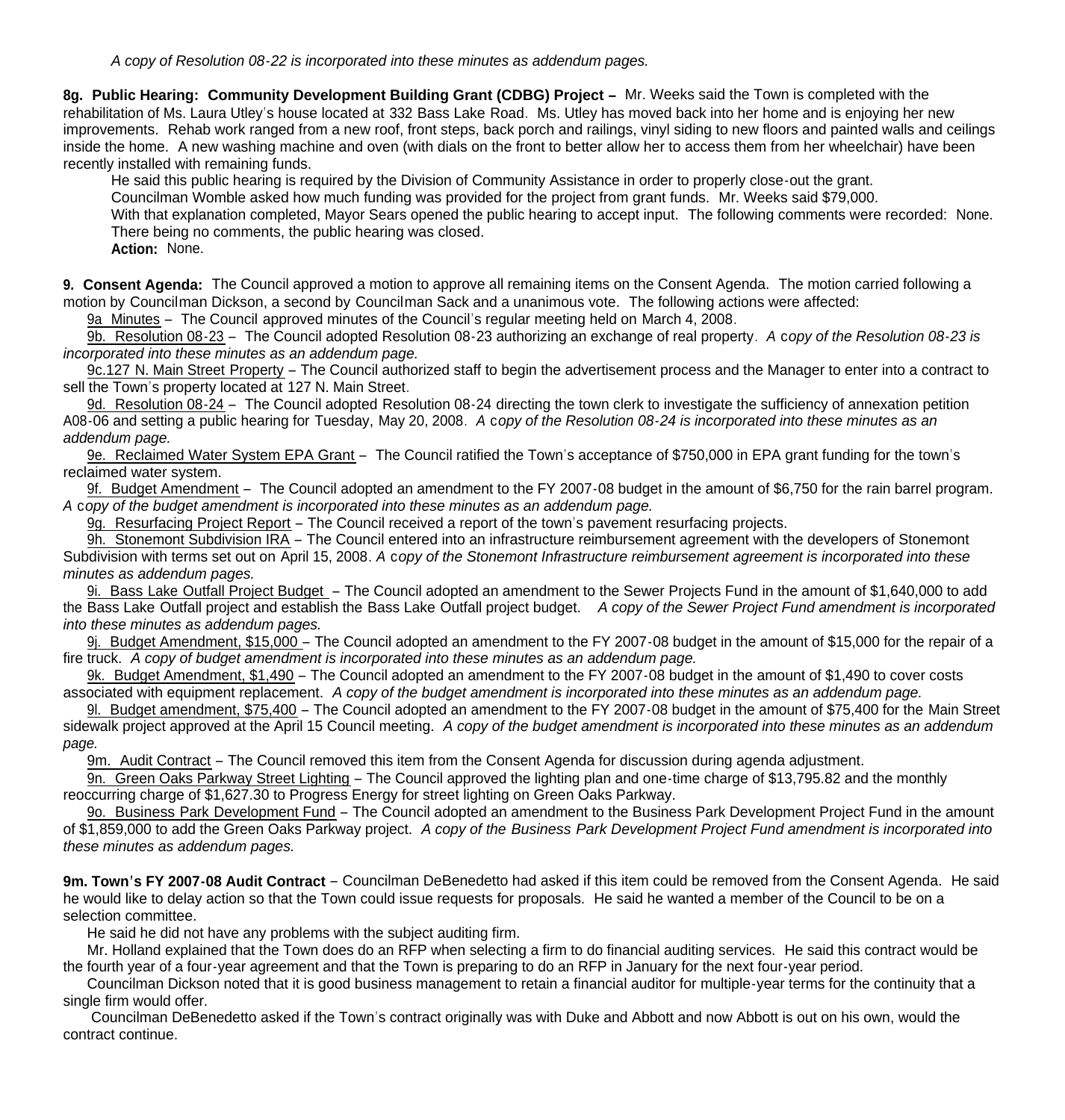*A copy of Resolution 08-22 is incorporated into these minutes as addendum pages.*

**8g. Public Hearing: Community Development Building Grant (CDBG) Project –** Mr. Weeks said the Town is completed with the rehabilitation of Ms. Laura Utley's house located at 332 Bass Lake Road. Ms. Utley has moved back into her home and is enjoying her new improvements. Rehab work ranged from a new roof, front steps, back porch and railings, vinyl siding to new floors and painted walls and ceilings inside the home. A new washing machine and oven (with dials on the front to better allow her to access them from her wheelchair) have been recently installed with remaining funds.

He said this public hearing is required by the Division of Community Assistance in order to properly close-out the grant.

Councilman Womble asked how much funding was provided for the project from grant funds. Mr. Weeks said $79,000.

With that explanation completed, Mayor Sears opened the public hearing to accept input. The following comments were recorded: None. There being no comments, the public hearing was closed.

**Action:** None.

**9. Consent Agenda:** The Council approved a motion to approve all remaining items on the Consent Agenda. The motion carried following a motion by Councilman Dickson, a second by Councilman Sack and a unanimous vote. The following actions were affected:

9a Minutes – The Council approved minutes of the Council's regular meeting held on March 4, 2008.

9b. Resolution 08-23 – The Council adopted Resolution 08-23 authorizing an exchange of real property. *A copy of the Resolution 08-23 is incorporated into these minutes as an addendum page.*

9c.127 N. Main Street Property – The Council authorized staff to begin the advertisement process and the Manager to enter into a contract to sell the Town's property located at 127 N. Main Street.

9d. Resolution 08-24 – The Council adopted Resolution 08-24 directing the town clerk to investigate the sufficiency of annexation petition A08-06 and setting a public hearing for Tuesday, May 20, 2008. *A copy of the Resolution 08-24 is incorporated into these minutes as an addendum page.*

9e. Reclaimed Water System EPA Grant – The Council ratified the Town's acceptance of $750,000 in EPA grant funding for the town's reclaimed water system.

9f. Budget Amendment – The Council adopted an amendment to the FY 2007-08 budget in the amount of $6,750 for the rain barrel program. *A copy of the budget amendment is incorporated into these minutes as an addendum page.*

9g. Resurfacing Project Report – The Council received a report of the town's pavement resurfacing projects.

9h. Stonemont Subdivision IRA – The Council entered into an infrastructure reimbursement agreement with the developers of Stonemont Subdivision with terms set out on April 15, 2008. *A copy of the Stonemont Infrastructure reimbursement agreement is incorporated into these minutes as addendum pages.*

9i. Bass Lake Outfall Project Budget – The Council adopted an amendment to the Sewer Projects Fund in the amount of $1,640,000 to add the Bass Lake Outfall project and establish the Bass Lake Outfall project budget. *A copy of the Sewer Project Fund amendment is incorporated into these minutes as addendum pages.*

9j. Budget Amendment, $15,000 – The Council adopted an amendment to the FY 2007-08 budget in the amount of $15,000 for the repair of a fire truck. *A copy of budget amendment is incorporated into these minutes as an addendum page.*

9k. Budget Amendment, $1,490 – The Council adopted an amendment to the FY 2007-08 budget in the amount of $1,490 to cover costs associated with equipment replacement. *A copy of the budget amendment is incorporated into these minutes as an addendum page.*

9l. Budget amendment, $75,400 – The Council adopted an amendment to the FY 2007-08 budget in the amount of $75,400 for the Main Street sidewalk project approved at the April 15 Council meeting. *A copy of the budget amendment is incorporated into these minutes as an addendum page.*

9m. Audit Contract – The Council removed this item from the Consent Agenda for discussion during agenda adjustment.

9n. Green Oaks Parkway Street Lighting – The Council approved the lighting plan and one-time charge of $13,795.82 and the monthly reoccurring charge of $1,627.30 to Progress Energy for street lighting on Green Oaks Parkway.

9o. Business Park Development Fund – The Council adopted an amendment to the Business Park Development Project Fund in the amount of $1,859,000 to add the Green Oaks Parkway project. *A copy of the Business Park Development Project Fund amendment is incorporated into these minutes as addendum pages.*

**9m. Town's FY 2007-08 Audit Contract** – Councilman DeBenedetto had asked if this item could be removed from the Consent Agenda. He said he would like to delay action so that the Town could issue requests for proposals. He said he wanted a member of the Council to be on a selection committee.

He said he did not have any problems with the subject auditing firm.

Mr. Holland explained that the Town does do an RFP when selecting a firm to do financial auditing services. He said this contract would be the fourth year of a four-year agreement and that the Town is preparing to do an RFP in January for the next four-year period.

Councilman Dickson noted that it is good business management to retain a financial auditor for multiple-year terms for the continuity that a single firm would offer.

Councilman DeBenedetto asked if the Town's contract originally was with Duke and Abbott and now Abbott is out on his own, would the contract continue.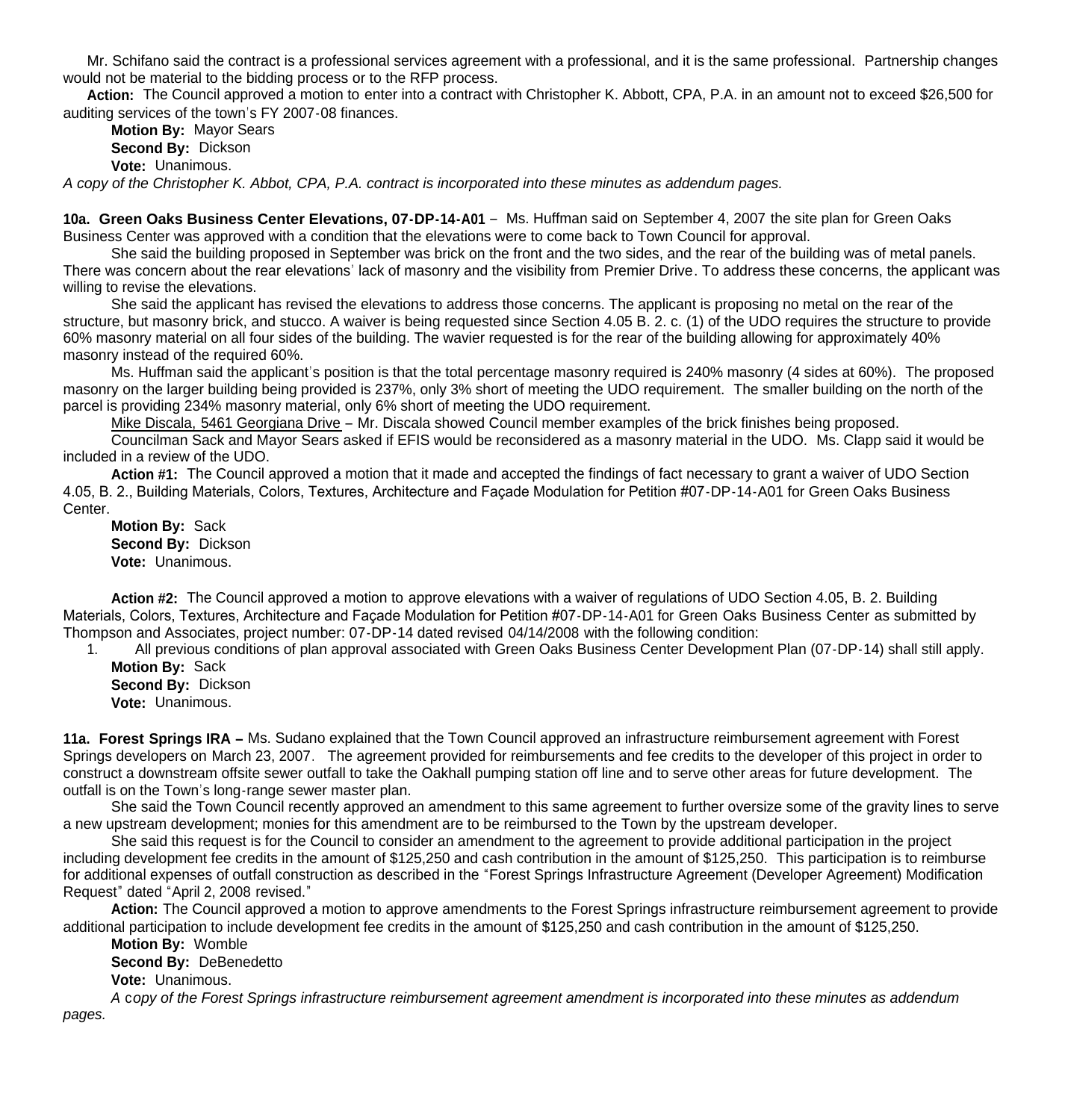Mr. Schifano said the contract is a professional services agreement with a professional, and it is the same professional. Partnership changes would not be material to the bidding process or to the RFP process.

**Action:** The Council approved a motion to enter into a contract with Christopher K. Abbott, CPA, P.A. in an amount not to exceed $26,500 for auditing services of the town's FY 2007-08 finances.

**Motion By:** Mayor Sears
**Second By:** Dickson
**Vote:** Unanimous.

*A copy of the Christopher K. Abbot, CPA, P.A. contract is incorporated into these minutes as addendum pages.*

**10a. Green Oaks Business Center Elevations, 07-DP-14-A01** – Ms. Huffman said on September 4, 2007 the site plan for Green Oaks Business Center was approved with a condition that the elevations were to come back to Town Council for approval.

She said the building proposed in September was brick on the front and the two sides, and the rear of the building was of metal panels. There was concern about the rear elevations' lack of masonry and the visibility from Premier Drive. To address these concerns, the applicant was willing to revise the elevations.

She said the applicant has revised the elevations to address those concerns. The applicant is proposing no metal on the rear of the structure, but masonry brick, and stucco. A waiver is being requested since Section 4.05 B. 2. c. (1) of the UDO requires the structure to provide 60% masonry material on all four sides of the building. The wavier requested is for the rear of the building allowing for approximately 40% masonry instead of the required 60%.

Ms. Huffman said the applicant's position is that the total percentage masonry required is 240% masonry (4 sides at 60%). The proposed masonry on the larger building being provided is 237%, only 3% short of meeting the UDO requirement. The smaller building on the north of the parcel is providing 234% masonry material, only 6% short of meeting the UDO requirement.

Mike Discala, 5461 Georgiana Drive – Mr. Discala showed Council member examples of the brick finishes being proposed.

Councilman Sack and Mayor Sears asked if EFIS would be reconsidered as a masonry material in the UDO. Ms. Clapp said it would be included in a review of the UDO.

**Action #1:** The Council approved a motion that it made and accepted the findings of fact necessary to grant a waiver of UDO Section 4.05, B. 2., Building Materials, Colors, Textures, Architecture and Façade Modulation for Petition #07-DP-14-A01 for Green Oaks Business Center.

**Motion By:** Sack
**Second By:** Dickson
**Vote:** Unanimous.

**Action #2:** The Council approved a motion to approve elevations with a waiver of regulations of UDO Section 4.05, B. 2. Building Materials, Colors, Textures, Architecture and Façade Modulation for Petition #07-DP-14-A01 for Green Oaks Business Center as submitted by Thompson and Associates, project number: 07-DP-14 dated revised 04/14/2008 with the following condition:

1. All previous conditions of plan approval associated with Green Oaks Business Center Development Plan (07-DP-14) shall still apply.

**Motion By:** Sack
**Second By:** Dickson
**Vote:** Unanimous.

**11a. Forest Springs IRA –** Ms. Sudano explained that the Town Council approved an infrastructure reimbursement agreement with Forest Springs developers on March 23, 2007. The agreement provided for reimbursements and fee credits to the developer of this project in order to construct a downstream offsite sewer outfall to take the Oakhall pumping station off line and to serve other areas for future development. The outfall is on the Town's long-range sewer master plan.

She said the Town Council recently approved an amendment to this same agreement to further oversize some of the gravity lines to serve a new upstream development; monies for this amendment are to be reimbursed to the Town by the upstream developer.

She said this request is for the Council to consider an amendment to the agreement to provide additional participation in the project including development fee credits in the amount of $125,250 and cash contribution in the amount of $125,250. This participation is to reimburse for additional expenses of outfall construction as described in the "Forest Springs Infrastructure Agreement (Developer Agreement) Modification Request" dated "April 2, 2008 revised."

**Action:** The Council approved a motion to approve amendments to the Forest Springs infrastructure reimbursement agreement to provide additional participation to include development fee credits in the amount of $125,250 and cash contribution in the amount of $125,250.

**Motion By:** Womble
**Second By:** DeBenedetto
**Vote:** Unanimous.

*A copy of the Forest Springs infrastructure reimbursement agreement amendment is incorporated into these minutes as addendum pages.*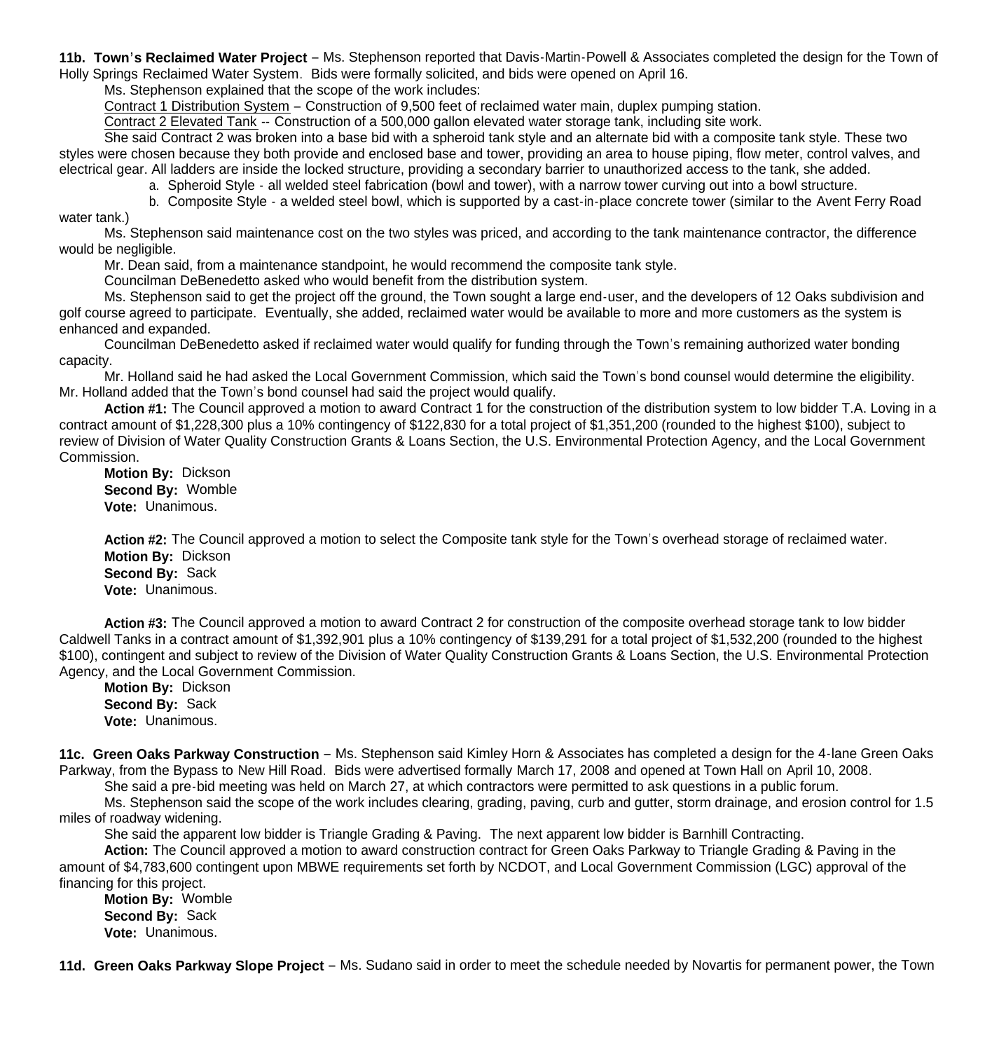**11b. Town's Reclaimed Water Project** – Ms. Stephenson reported that Davis-Martin-Powell & Associates completed the design for the Town of Holly Springs Reclaimed Water System. Bids were formally solicited, and bids were opened on April 16.

Ms. Stephenson explained that the scope of the work includes:

<u>Contract 1 Distribution System</u> – Construction of 9,500 feet of reclaimed water main, duplex pumping station.

<u>Contract 2 Elevated Tank</u> -- Construction of a 500,000 gallon elevated water storage tank, including site work.

She said Contract 2 was broken into a base bid with a spheroid tank style and an alternate bid with a composite tank style. These two styles were chosen because they both provide and enclosed base and tower, providing an area to house piping, flow meter, control valves, and electrical gear. All ladders are inside the locked structure, providing a secondary barrier to unauthorized access to the tank, she added.

a. Spheroid Style - all welded steel fabrication (bowl and tower), with a narrow tower curving out into a bowl structure.

b. Composite Style - a welded steel bowl, which is supported by a cast-in-place concrete tower (similar to the Avent Ferry Road water tank.)

Ms. Stephenson said maintenance cost on the two styles was priced, and according to the tank maintenance contractor, the difference would be negligible.

Mr. Dean said, from a maintenance standpoint, he would recommend the composite tank style.

Councilman DeBenedetto asked who would benefit from the distribution system.

Ms. Stephenson said to get the project off the ground, the Town sought a large end-user, and the developers of 12 Oaks subdivision and golf course agreed to participate. Eventually, she added, reclaimed water would be available to more and more customers as the system is enhanced and expanded.

Councilman DeBenedetto asked if reclaimed water would qualify for funding through the Town's remaining authorized water bonding capacity.

Mr. Holland said he had asked the Local Government Commission, which said the Town's bond counsel would determine the eligibility. Mr. Holland added that the Town's bond counsel had said the project would qualify.

**Action #1:** The Council approved a motion to award Contract 1 for the construction of the distribution system to low bidder T.A. Loving in a contract amount of $1,228,300 plus a 10% contingency of $122,830 for a total project of $1,351,200 (rounded to the highest $100), subject to review of Division of Water Quality Construction Grants & Loans Section, the U.S. Environmental Protection Agency, and the Local Government Commission.

**Motion By:** Dickson
**Second By:** Womble
**Vote:** Unanimous.

**Action #2:** The Council approved a motion to select the Composite tank style for the Town's overhead storage of reclaimed water.

**Motion By:** Dickson
**Second By:** Sack
**Vote:** Unanimous.

**Action #3:** The Council approved a motion to award Contract 2 for construction of the composite overhead storage tank to low bidder Caldwell Tanks in a contract amount of $1,392,901 plus a 10% contingency of $139,291 for a total project of $1,532,200 (rounded to the highest $100), contingent and subject to review of the Division of Water Quality Construction Grants & Loans Section, the U.S. Environmental Protection Agency, and the Local Government Commission.

**Motion By:** Dickson
**Second By:** Sack
**Vote:** Unanimous.

**11c. Green Oaks Parkway Construction** – Ms. Stephenson said Kimley Horn & Associates has completed a design for the 4-lane Green Oaks Parkway, from the Bypass to New Hill Road. Bids were advertised formally March 17, 2008 and opened at Town Hall on April 10, 2008.

She said a pre-bid meeting was held on March 27, at which contractors were permitted to ask questions in a public forum.

Ms. Stephenson said the scope of the work includes clearing, grading, paving, curb and gutter, storm drainage, and erosion control for 1.5 miles of roadway widening.

She said the apparent low bidder is Triangle Grading & Paving. The next apparent low bidder is Barnhill Contracting.

**Action:** The Council approved a motion to award construction contract for Green Oaks Parkway to Triangle Grading & Paving in the amount of $4,783,600 contingent upon MBWE requirements set forth by NCDOT, and Local Government Commission (LGC) approval of the financing for this project.

**Motion By:** Womble
**Second By:** Sack
**Vote:** Unanimous.

**11d. Green Oaks Parkway Slope Project** – Ms. Sudano said in order to meet the schedule needed by Novartis for permanent power, the Town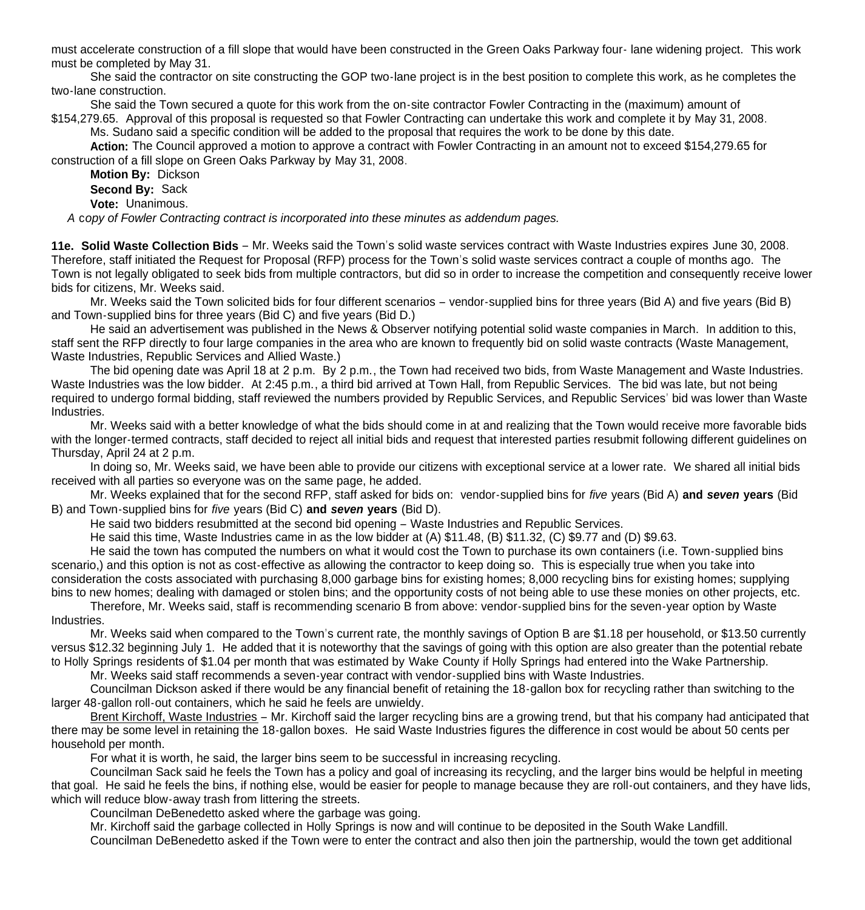must accelerate construction of a fill slope that would have been constructed in the Green Oaks Parkway four- lane widening project. This work must be completed by May 31.

She said the contractor on site constructing the GOP two-lane project is in the best position to complete this work, as he completes the two-lane construction.

She said the Town secured a quote for this work from the on-site contractor Fowler Contracting in the (maximum) amount of $154,279.65. Approval of this proposal is requested so that Fowler Contracting can undertake this work and complete it by May 31, 2008.

Ms. Sudano said a specific condition will be added to the proposal that requires the work to be done by this date.

**Action:** The Council approved a motion to approve a contract with Fowler Contracting in an amount not to exceed $154,279.65 for construction of a fill slope on Green Oaks Parkway by May 31, 2008.

**Motion By:** Dickson

**Second By:** Sack

**Vote:** Unanimous.

*A copy of Fowler Contracting contract is incorporated into these minutes as addendum pages.*

**11e. Solid Waste Collection Bids** – Mr. Weeks said the Town's solid waste services contract with Waste Industries expires June 30, 2008. Therefore, staff initiated the Request for Proposal (RFP) process for the Town's solid waste services contract a couple of months ago. The Town is not legally obligated to seek bids from multiple contractors, but did so in order to increase the competition and consequently receive lower bids for citizens, Mr. Weeks said.

Mr. Weeks said the Town solicited bids for four different scenarios – vendor-supplied bins for three years (Bid A) and five years (Bid B) and Town-supplied bins for three years (Bid C) and five years (Bid D.)

He said an advertisement was published in the News & Observer notifying potential solid waste companies in March. In addition to this, staff sent the RFP directly to four large companies in the area who are known to frequently bid on solid waste contracts (Waste Management, Waste Industries, Republic Services and Allied Waste.)

The bid opening date was April 18 at 2 p.m. By 2 p.m., the Town had received two bids, from Waste Management and Waste Industries. Waste Industries was the low bidder. At 2:45 p.m., a third bid arrived at Town Hall, from Republic Services. The bid was late, but not being required to undergo formal bidding, staff reviewed the numbers provided by Republic Services, and Republic Services' bid was lower than Waste Industries.

Mr. Weeks said with a better knowledge of what the bids should come in at and realizing that the Town would receive more favorable bids with the longer-termed contracts, staff decided to reject all initial bids and request that interested parties resubmit following different guidelines on Thursday, April 24 at 2 p.m.

In doing so, Mr. Weeks said, we have been able to provide our citizens with exceptional service at a lower rate. We shared all initial bids received with all parties so everyone was on the same page, he added.

Mr. Weeks explained that for the second RFP, staff asked for bids on: vendor-supplied bins for *five* years (Bid A) **and *seven* years** (Bid B) and Town-supplied bins for *five* years (Bid C) **and *seven* years** (Bid D).

He said two bidders resubmitted at the second bid opening – Waste Industries and Republic Services.

He said this time, Waste Industries came in as the low bidder at (A) $11.48, (B) $11.32, (C) $9.77 and (D) $9.63.

He said the town has computed the numbers on what it would cost the Town to purchase its own containers (i.e. Town-supplied bins scenario,) and this option is not as cost-effective as allowing the contractor to keep doing so. This is especially true when you take into consideration the costs associated with purchasing 8,000 garbage bins for existing homes; 8,000 recycling bins for existing homes; supplying bins to new homes; dealing with damaged or stolen bins; and the opportunity costs of not being able to use these monies on other projects, etc.

Therefore, Mr. Weeks said, staff is recommending scenario B from above: vendor-supplied bins for the seven-year option by Waste Industries.

Mr. Weeks said when compared to the Town's current rate, the monthly savings of Option B are $1.18 per household, or $13.50 currently versus $12.32 beginning July 1. He added that it is noteworthy that the savings of going with this option are also greater than the potential rebate to Holly Springs residents of $1.04 per month that was estimated by Wake County if Holly Springs had entered into the Wake Partnership.

Mr. Weeks said staff recommends a seven-year contract with vendor-supplied bins with Waste Industries.

Councilman Dickson asked if there would be any financial benefit of retaining the 18-gallon box for recycling rather than switching to the larger 48-gallon roll-out containers, which he said he feels are unwieldy.

Brent Kirchoff, Waste Industries – Mr. Kirchoff said the larger recycling bins are a growing trend, but that his company had anticipated that there may be some level in retaining the 18-gallon boxes. He said Waste Industries figures the difference in cost would be about 50 cents per household per month.

For what it is worth, he said, the larger bins seem to be successful in increasing recycling.

Councilman Sack said he feels the Town has a policy and goal of increasing its recycling, and the larger bins would be helpful in meeting that goal. He said he feels the bins, if nothing else, would be easier for people to manage because they are roll-out containers, and they have lids, which will reduce blow-away trash from littering the streets.

Councilman DeBenedetto asked where the garbage was going.

Mr. Kirchoff said the garbage collected in Holly Springs is now and will continue to be deposited in the South Wake Landfill.

Councilman DeBenedetto asked if the Town were to enter the contract and also then join the partnership, would the town get additional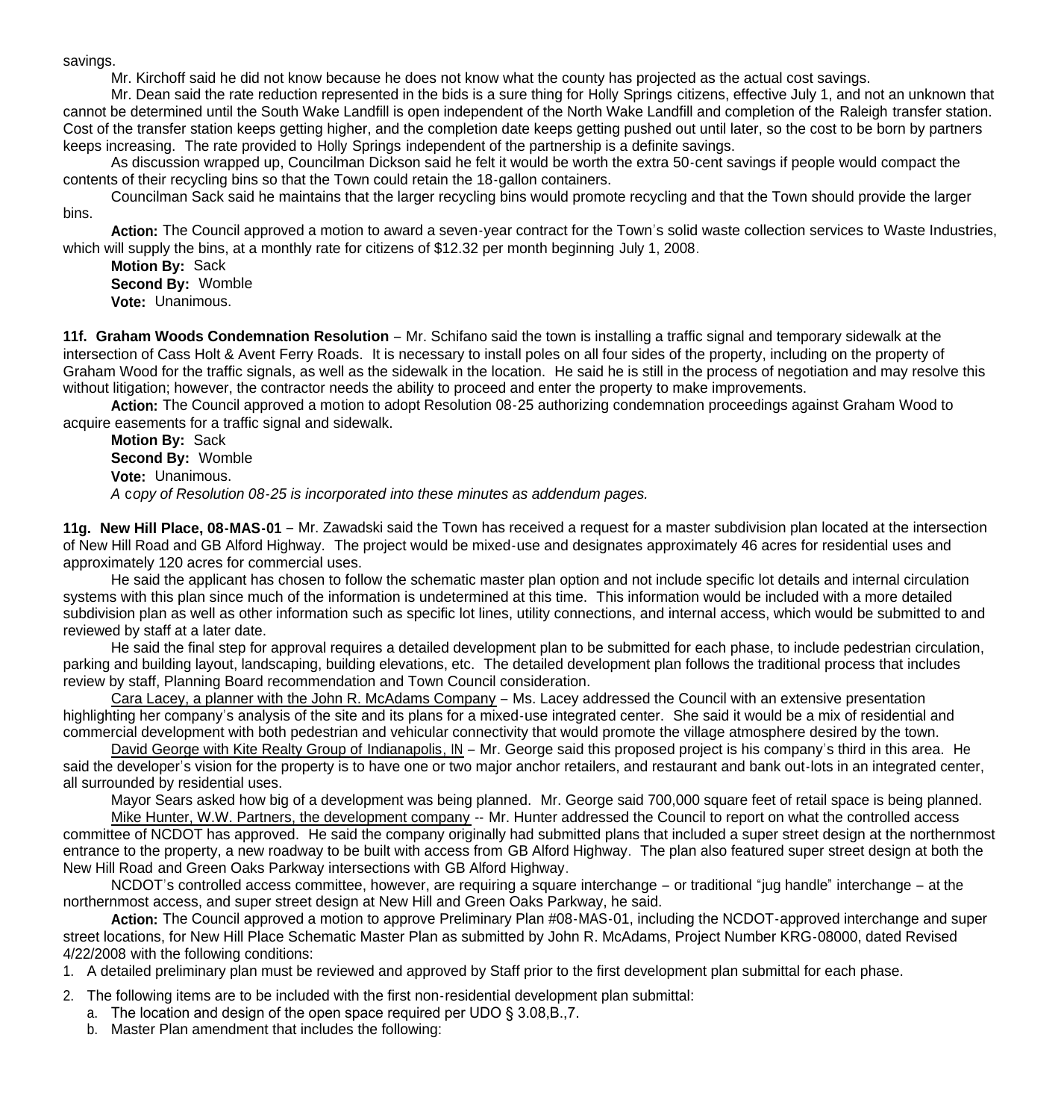savings.

Mr. Kirchoff said he did not know because he does not know what the county has projected as the actual cost savings.

Mr. Dean said the rate reduction represented in the bids is a sure thing for Holly Springs citizens, effective July 1, and not an unknown that cannot be determined until the South Wake Landfill is open independent of the North Wake Landfill and completion of the Raleigh transfer station. Cost of the transfer station keeps getting higher, and the completion date keeps getting pushed out until later, so the cost to be born by partners keeps increasing. The rate provided to Holly Springs independent of the partnership is a definite savings.

As discussion wrapped up, Councilman Dickson said he felt it would be worth the extra 50-cent savings if people would compact the contents of their recycling bins so that the Town could retain the 18-gallon containers.

Councilman Sack said he maintains that the larger recycling bins would promote recycling and that the Town should provide the larger bins.

**Action:** The Council approved a motion to award a seven-year contract for the Town's solid waste collection services to Waste Industries, which will supply the bins, at a monthly rate for citizens of $12.32 per month beginning July 1, 2008.

**Motion By:** Sack
**Second By:** Womble
**Vote:** Unanimous.

**11f. Graham Woods Condemnation Resolution** – Mr. Schifano said the town is installing a traffic signal and temporary sidewalk at the intersection of Cass Holt & Avent Ferry Roads. It is necessary to install poles on all four sides of the property, including on the property of Graham Wood for the traffic signals, as well as the sidewalk in the location. He said he is still in the process of negotiation and may resolve this without litigation; however, the contractor needs the ability to proceed and enter the property to make improvements.

**Action:** The Council approved a motion to adopt Resolution 08-25 authorizing condemnation proceedings against Graham Wood to acquire easements for a traffic signal and sidewalk.

**Motion By:** Sack
**Second By:** Womble
**Vote:** Unanimous.

*A copy of Resolution 08-25 is incorporated into these minutes as addendum pages.*

**11g. New Hill Place, 08-MAS-01** – Mr. Zawadski said the Town has received a request for a master subdivision plan located at the intersection of New Hill Road and GB Alford Highway. The project would be mixed-use and designates approximately 46 acres for residential uses and approximately 120 acres for commercial uses.

He said the applicant has chosen to follow the schematic master plan option and not include specific lot details and internal circulation systems with this plan since much of the information is undetermined at this time. This information would be included with a more detailed subdivision plan as well as other information such as specific lot lines, utility connections, and internal access, which would be submitted to and reviewed by staff at a later date.

He said the final step for approval requires a detailed development plan to be submitted for each phase, to include pedestrian circulation, parking and building layout, landscaping, building elevations, etc. The detailed development plan follows the traditional process that includes review by staff, Planning Board recommendation and Town Council consideration.

Cara Lacey, a planner with the John R. McAdams Company – Ms. Lacey addressed the Council with an extensive presentation highlighting her company's analysis of the site and its plans for a mixed-use integrated center. She said it would be a mix of residential and commercial development with both pedestrian and vehicular connectivity that would promote the village atmosphere desired by the town.

David George with Kite Realty Group of Indianapolis, IN – Mr. George said this proposed project is his company's third in this area. He said the developer's vision for the property is to have one or two major anchor retailers, and restaurant and bank out-lots in an integrated center, all surrounded by residential uses.

Mayor Sears asked how big of a development was being planned. Mr. George said 700,000 square feet of retail space is being planned.

Mike Hunter, W.W. Partners, the development company -- Mr. Hunter addressed the Council to report on what the controlled access committee of NCDOT has approved. He said the company originally had submitted plans that included a super street design at the northernmost entrance to the property, a new roadway to be built with access from GB Alford Highway. The plan also featured super street design at both the New Hill Road and Green Oaks Parkway intersections with GB Alford Highway.

NCDOT's controlled access committee, however, are requiring a square interchange – or traditional "jug handle" interchange – at the northernmost access, and super street design at New Hill and Green Oaks Parkway, he said.

**Action:** The Council approved a motion to approve Preliminary Plan #08-MAS-01, including the NCDOT-approved interchange and super street locations, for New Hill Place Schematic Master Plan as submitted by John R. McAdams, Project Number KRG-08000, dated Revised 4/22/2008 with the following conditions:

1. A detailed preliminary plan must be reviewed and approved by Staff prior to the first development plan submittal for each phase.
2. The following items are to be included with the first non-residential development plan submittal:
   a. The location and design of the open space required per UDO § 3.08,B.,7.
   b. Master Plan amendment that includes the following: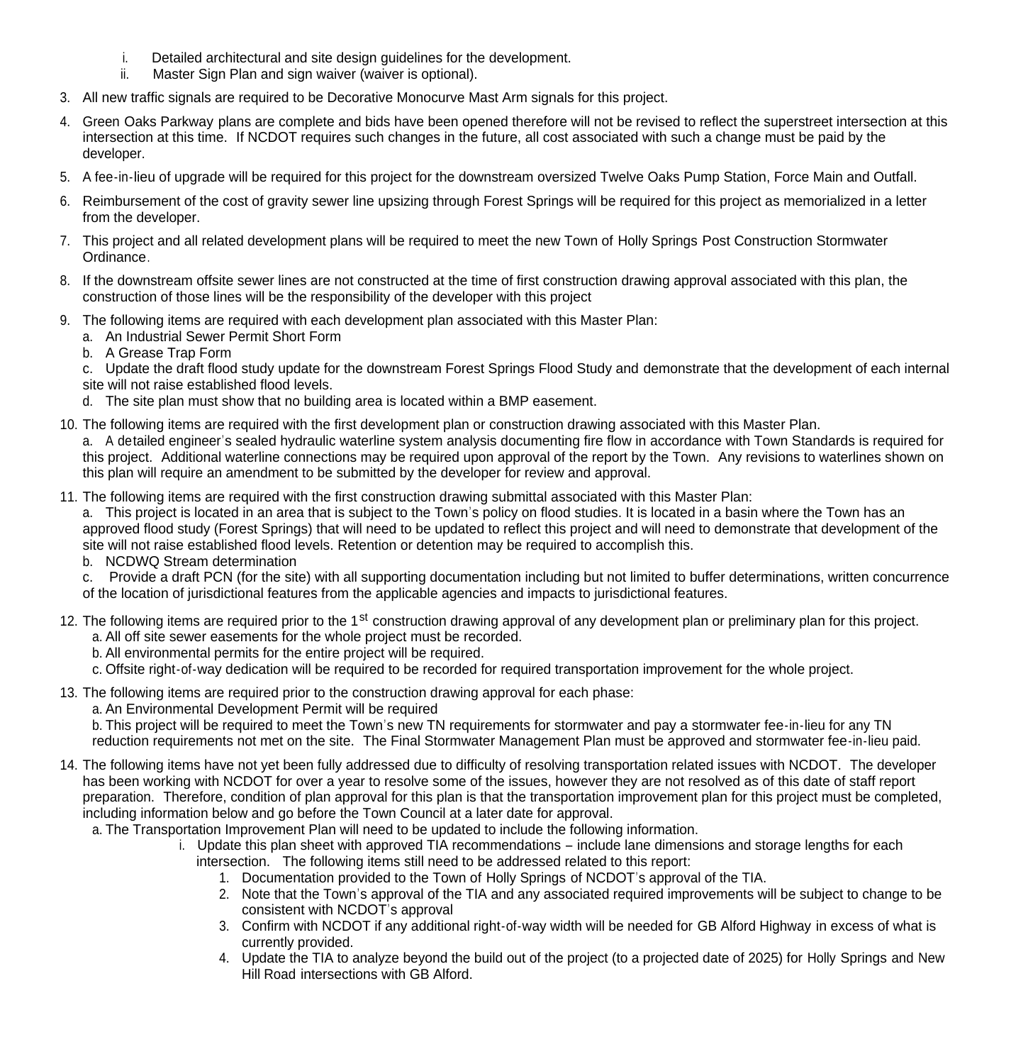i. Detailed architectural and site design guidelines for the development.
   ii. Master Sign Plan and sign waiver (waiver is optional).

3. All new traffic signals are required to be Decorative Monocurve Mast Arm signals for this project.
4. Green Oaks Parkway plans are complete and bids have been opened therefore will not be revised to reflect the superstreet intersection at this intersection at this time. If NCDOT requires such changes in the future, all cost associated with such a change must be paid by the developer.
5. A fee-in-lieu of upgrade will be required for this project for the downstream oversized Twelve Oaks Pump Station, Force Main and Outfall.
6. Reimbursement of the cost of gravity sewer line upsizing through Forest Springs will be required for this project as memorialized in a letter from the developer.
7. This project and all related development plans will be required to meet the new Town of Holly Springs Post Construction Stormwater Ordinance.
8. If the downstream offsite sewer lines are not constructed at the time of first construction drawing approval associated with this plan, the construction of those lines will be the responsibility of the developer with this project
9. The following items are required with each development plan associated with this Master Plan:
   a. An Industrial Sewer Permit Short Form
   b. A Grease Trap Form
   c. Update the draft flood study update for the downstream Forest Springs Flood Study and demonstrate that the development of each internal site will not raise established flood levels.
   d. The site plan must show that no building area is located within a BMP easement.
10. The following items are required with the first development plan or construction drawing associated with this Master Plan.
    a. A detailed engineer's sealed hydraulic waterline system analysis documenting fire flow in accordance with Town Standards is required for this project. Additional waterline connections may be required upon approval of the report by the Town. Any revisions to waterlines shown on this plan will require an amendment to be submitted by the developer for review and approval.
11. The following items are required with the first construction drawing submittal associated with this Master Plan:
    a. This project is located in an area that is subject to the Town's policy on flood studies. It is located in a basin where the Town has an approved flood study (Forest Springs) that will need to be updated to reflect this project and will need to demonstrate that development of the site will not raise established flood levels. Retention or detention may be required to accomplish this.
    b. NCDWQ Stream determination
    c. Provide a draft PCN (for the site) with all supporting documentation including but not limited to buffer determinations, written concurrence of the location of jurisdictional features from the applicable agencies and impacts to jurisdictional features.
12. The following items are required prior to the 1st construction drawing approval of any development plan or preliminary plan for this project.
    a. All off site sewer easements for the whole project must be recorded.
    b. All environmental permits for the entire project will be required.
    c. Offsite right-of-way dedication will be required to be recorded for required transportation improvement for the whole project.
13. The following items are required prior to the construction drawing approval for each phase:
    a. An Environmental Development Permit will be required
    b. This project will be required to meet the Town's new TN requirements for stormwater and pay a stormwater fee-in-lieu for any TN reduction requirements not met on the site. The Final Stormwater Management Plan must be approved and stormwater fee-in-lieu paid.
14. The following items have not yet been fully addressed due to difficulty of resolving transportation related issues with NCDOT. The developer has been working with NCDOT for over a year to resolve some of the issues, however they are not resolved as of this date of staff report preparation. Therefore, condition of plan approval for this plan is that the transportation improvement plan for this project must be completed, including information below and go before the Town Council at a later date for approval.
    a. The Transportation Improvement Plan will need to be updated to include the following information.
       i. Update this plan sheet with approved TIA recommendations – include lane dimensions and storage lengths for each intersection. The following items still need to be addressed related to this report:
          1. Documentation provided to the Town of Holly Springs of NCDOT's approval of the TIA.
          2. Note that the Town's approval of the TIA and any associated required improvements will be subject to change to be consistent with NCDOT's approval
          3. Confirm with NCDOT if any additional right-of-way width will be needed for GB Alford Highway in excess of what is currently provided.
          4. Update the TIA to analyze beyond the build out of the project (to a projected date of 2025) for Holly Springs and New Hill Road intersections with GB Alford.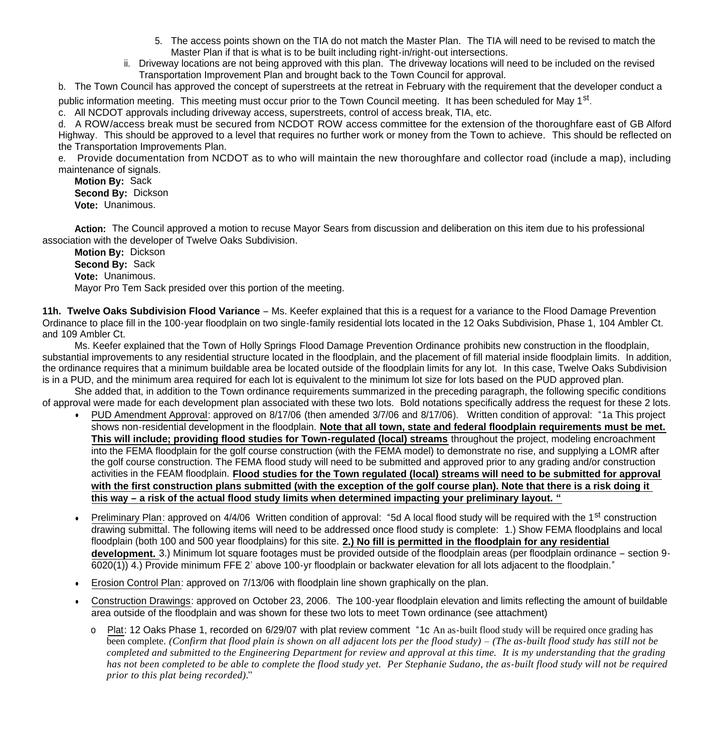5. The access points shown on the TIA do not match the Master Plan. The TIA will need to be revised to match the Master Plan if that is what is to be built including right-in/right-out intersections.

ii. Driveway locations are not being approved with this plan. The driveway locations will need to be included on the revised Transportation Improvement Plan and brought back to the Town Council for approval.

b. The Town Council has approved the concept of superstreets at the retreat in February with the requirement that the developer conduct a public information meeting. This meeting must occur prior to the Town Council meeting. It has been scheduled for May 1st.

c. All NCDOT approvals including driveway access, superstreets, control of access break, TIA, etc.

d. A ROW/access break must be secured from NCDOT ROW access committee for the extension of the thoroughfare east of GB Alford Highway. This should be approved to a level that requires no further work or money from the Town to achieve. This should be reflected on the Transportation Improvements Plan.

e. Provide documentation from NCDOT as to who will maintain the new thoroughfare and collector road (include a map), including maintenance of signals.

**Motion By:** Sack
**Second By:** Dickson
**Vote:** Unanimous.

**Action:** The Council approved a motion to recuse Mayor Sears from discussion and deliberation on this item due to his professional association with the developer of Twelve Oaks Subdivision.

**Motion By:** Dickson
**Second By:** Sack
**Vote:** Unanimous.
Mayor Pro Tem Sack presided over this portion of the meeting.

**11h. Twelve Oaks Subdivision Flood Variance** – Ms. Keefer explained that this is a request for a variance to the Flood Damage Prevention Ordinance to place fill in the 100-year floodplain on two single-family residential lots located in the 12 Oaks Subdivision, Phase 1, 104 Ambler Ct. and 109 Ambler Ct.

Ms. Keefer explained that the Town of Holly Springs Flood Damage Prevention Ordinance prohibits new construction in the floodplain, substantial improvements to any residential structure located in the floodplain, and the placement of fill material inside floodplain limits. In addition, the ordinance requires that a minimum buildable area be located outside of the floodplain limits for any lot. In this case, Twelve Oaks Subdivision is in a PUD, and the minimum area required for each lot is equivalent to the minimum lot size for lots based on the PUD approved plan.

She added that, in addition to the Town ordinance requirements summarized in the preceding paragraph, the following specific conditions of approval were made for each development plan associated with these two lots. Bold notations specifically address the request for these 2 lots.

- PUD Amendment Approval: approved on 8/17/06 (then amended 3/7/06 and 8/17/06). Written condition of approval: "1a This project shows non-residential development in the floodplain. **Note that all town, state and federal floodplain requirements must be met. This will include; providing flood studies for Town-regulated (local) streams** throughout the project, modeling encroachment into the FEMA floodplain for the golf course construction (with the FEMA model) to demonstrate no rise, and supplying a LOMR after the golf course construction. The FEMA flood study will need to be submitted and approved prior to any grading and/or construction activities in the FEAM floodplain. **Flood studies for the Town regulated (local) streams will need to be submitted for approval with the first construction plans submitted (with the exception of the golf course plan). Note that there is a risk doing it this way – a risk of the actual flood study limits when determined impacting your preliminary layout. "**

- Preliminary Plan: approved on 4/4/06 Written condition of approval: "5d A local flood study will be required with the 1st construction drawing submittal. The following items will need to be addressed once flood study is complete: 1.) Show FEMA floodplains and local floodplain (both 100 and 500 year floodplains) for this site. **2.) No fill is permitted in the floodplain for any residential development.** 3.) Minimum lot square footages must be provided outside of the floodplain areas (per floodplain ordinance – section 9-6020(1)) 4.) Provide minimum FFE 2' above 100-yr floodplain or backwater elevation for all lots adjacent to the floodplain."

- Erosion Control Plan: approved on 7/13/06 with floodplain line shown graphically on the plan.

- Construction Drawings: approved on October 23, 2006. The 100-year floodplain elevation and limits reflecting the amount of buildable area outside of the floodplain and was shown for these two lots to meet Town ordinance (see attachment)

  - Plat: 12 Oaks Phase 1, recorded on 6/29/07 with plat review comment "1c An as-built flood study will be required once grading has been complete. *(Confirm that flood plain is shown on all adjacent lots per the flood study) – (The as-built flood study has still not be completed and submitted to the Engineering Department for review and approval at this time. It is my understanding that the grading has not been completed to be able to complete the flood study yet. Per Stephanie Sudano, the as-built flood study will not be required prior to this plat being recorded).*"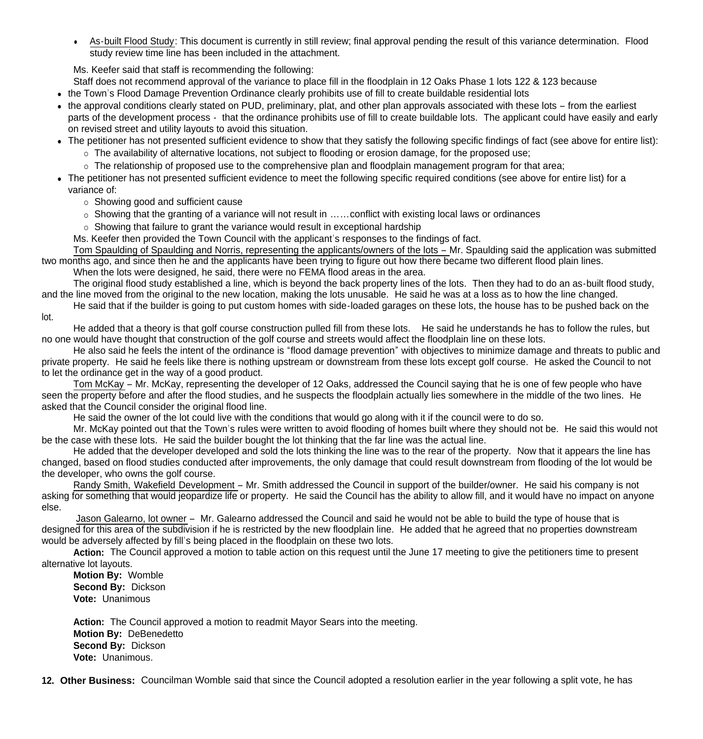- As-built Flood Study: This document is currently in still review; final approval pending the result of this variance determination. Flood study review time line has been included in the attachment.

Ms. Keefer said that staff is recommending the following:

Staff does not recommend approval of the variance to place fill in the floodplain in 12 Oaks Phase 1 lots 122 & 123 because

- the Town's Flood Damage Prevention Ordinance clearly prohibits use of fill to create buildable residential lots
- the approval conditions clearly stated on PUD, preliminary, plat, and other plan approvals associated with these lots – from the earliest parts of the development process - that the ordinance prohibits use of fill to create buildable lots. The applicant could have easily and early on revised street and utility layouts to avoid this situation.
- The petitioner has not presented sufficient evidence to show that they satisfy the following specific findings of fact (see above for entire list):
  - The availability of alternative locations, not subject to flooding or erosion damage, for the proposed use;
  - The relationship of proposed use to the comprehensive plan and floodplain management program for that area;
- The petitioner has not presented sufficient evidence to meet the following specific required conditions (see above for entire list) for a variance of:
  - Showing good and sufficient cause
  - Showing that the granting of a variance will not result in ……conflict with existing local laws or ordinances
  - Showing that failure to grant the variance would result in exceptional hardship

Ms. Keefer then provided the Town Council with the applicant's responses to the findings of fact.

Tom Spaulding of Spaulding and Norris, representing the applicants/owners of the lots – Mr. Spaulding said the application was submitted two months ago, and since then he and the applicants have been trying to figure out how there became two different flood plain lines.

When the lots were designed, he said, there were no FEMA flood areas in the area.

The original flood study established a line, which is beyond the back property lines of the lots. Then they had to do an as-built flood study, and the line moved from the original to the new location, making the lots unusable. He said he was at a loss as to how the line changed.

He said that if the builder is going to put custom homes with side-loaded garages on these lots, the house has to be pushed back on the lot.

He added that a theory is that golf course construction pulled fill from these lots. He said he understands he has to follow the rules, but no one would have thought that construction of the golf course and streets would affect the floodplain line on these lots.

He also said he feels the intent of the ordinance is "flood damage prevention" with objectives to minimize damage and threats to public and private property. He said he feels like there is nothing upstream or downstream from these lots except golf course. He asked the Council to not to let the ordinance get in the way of a good product.

Tom McKay – Mr. McKay, representing the developer of 12 Oaks, addressed the Council saying that he is one of few people who have seen the property before and after the flood studies, and he suspects the floodplain actually lies somewhere in the middle of the two lines. He asked that the Council consider the original flood line.

He said the owner of the lot could live with the conditions that would go along with it if the council were to do so.

Mr. McKay pointed out that the Town's rules were written to avoid flooding of homes built where they should not be. He said this would not be the case with these lots. He said the builder bought the lot thinking that the far line was the actual line.

He added that the developer developed and sold the lots thinking the line was to the rear of the property. Now that it appears the line has changed, based on flood studies conducted after improvements, the only damage that could result downstream from flooding of the lot would be the developer, who owns the golf course.

Randy Smith, Wakefield Development – Mr. Smith addressed the Council in support of the builder/owner. He said his company is not asking for something that would jeopardize life or property. He said the Council has the ability to allow fill, and it would have no impact on anyone else.

Jason Galearno, lot owner – Mr. Galearno addressed the Council and said he would not be able to build the type of house that is designed for this area of the subdivision if he is restricted by the new floodplain line. He added that he agreed that no properties downstream would be adversely affected by fill's being placed in the floodplain on these two lots.

**Action:** The Council approved a motion to table action on this request until the June 17 meeting to give the petitioners time to present alternative lot layouts.

**Motion By:** Womble
**Second By:** Dickson
**Vote:** Unanimous

**Action:** The Council approved a motion to readmit Mayor Sears into the meeting.
**Motion By:** DeBenedetto
**Second By:** Dickson
**Vote:** Unanimous.

**12. Other Business:** Councilman Womble said that since the Council adopted a resolution earlier in the year following a split vote, he has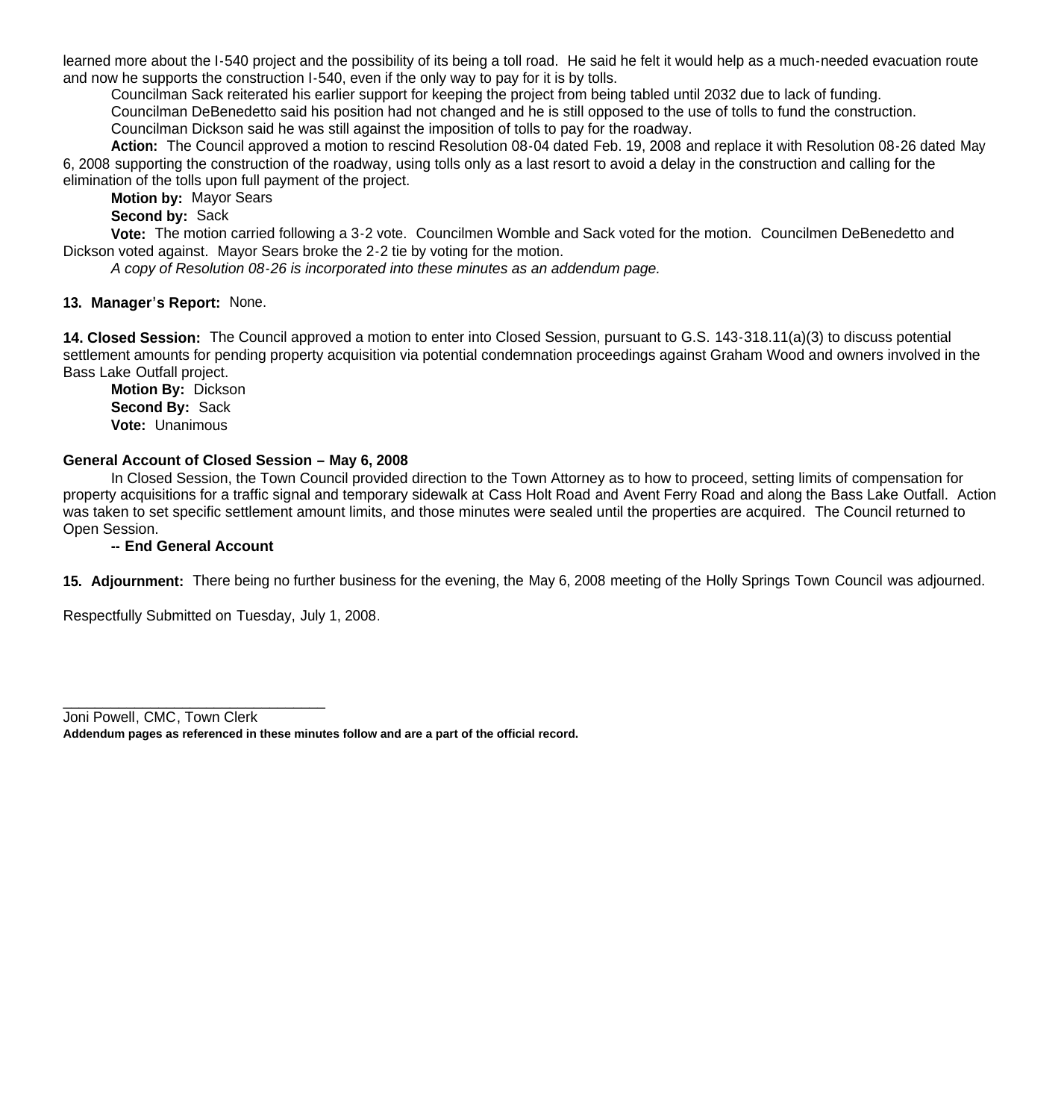learned more about the I-540 project and the possibility of its being a toll road. He said he felt it would help as a much-needed evacuation route and now he supports the construction I-540, even if the only way to pay for it is by tolls.

Councilman Sack reiterated his earlier support for keeping the project from being tabled until 2032 due to lack of funding.

Councilman DeBenedetto said his position had not changed and he is still opposed to the use of tolls to fund the construction.

Councilman Dickson said he was still against the imposition of tolls to pay for the roadway.

**Action:** The Council approved a motion to rescind Resolution 08-04 dated Feb. 19, 2008 and replace it with Resolution 08-26 dated May 6, 2008 supporting the construction of the roadway, using tolls only as a last resort to avoid a delay in the construction and calling for the elimination of the tolls upon full payment of the project.

**Motion by:** Mayor Sears

**Second by:** Sack

**Vote:** The motion carried following a 3-2 vote. Councilmen Womble and Sack voted for the motion. Councilmen DeBenedetto and Dickson voted against. Mayor Sears broke the 2-2 tie by voting for the motion.

*A copy of Resolution 08-26 is incorporated into these minutes as an addendum page.*

**13. Manager's Report:** None.

**14. Closed Session:** The Council approved a motion to enter into Closed Session, pursuant to G.S. 143-318.11(a)(3) to discuss potential settlement amounts for pending property acquisition via potential condemnation proceedings against Graham Wood and owners involved in the Bass Lake Outfall project.

**Motion By:** Dickson

**Second By:** Sack

**Vote:** Unanimous

**General Account of Closed Session – May 6, 2008**

In Closed Session, the Town Council provided direction to the Town Attorney as to how to proceed, setting limits of compensation for property acquisitions for a traffic signal and temporary sidewalk at Cass Holt Road and Avent Ferry Road and along the Bass Lake Outfall. Action was taken to set specific settlement amount limits, and those minutes were sealed until the properties are acquired. The Council returned to Open Session.

**-- End General Account**

**15. Adjournment:** There being no further business for the evening, the May 6, 2008 meeting of the Holly Springs Town Council was adjourned.

Respectfully Submitted on Tuesday, July 1, 2008.

\_\_\_\_\_\_\_\_\_\_\_\_\_\_\_\_\_\_\_\_\_\_\_\_\_\_\_\_\_\_\_\_

Joni Powell, CMC, Town Clerk

**Addendum pages as referenced in these minutes follow and are a part of the official record.**